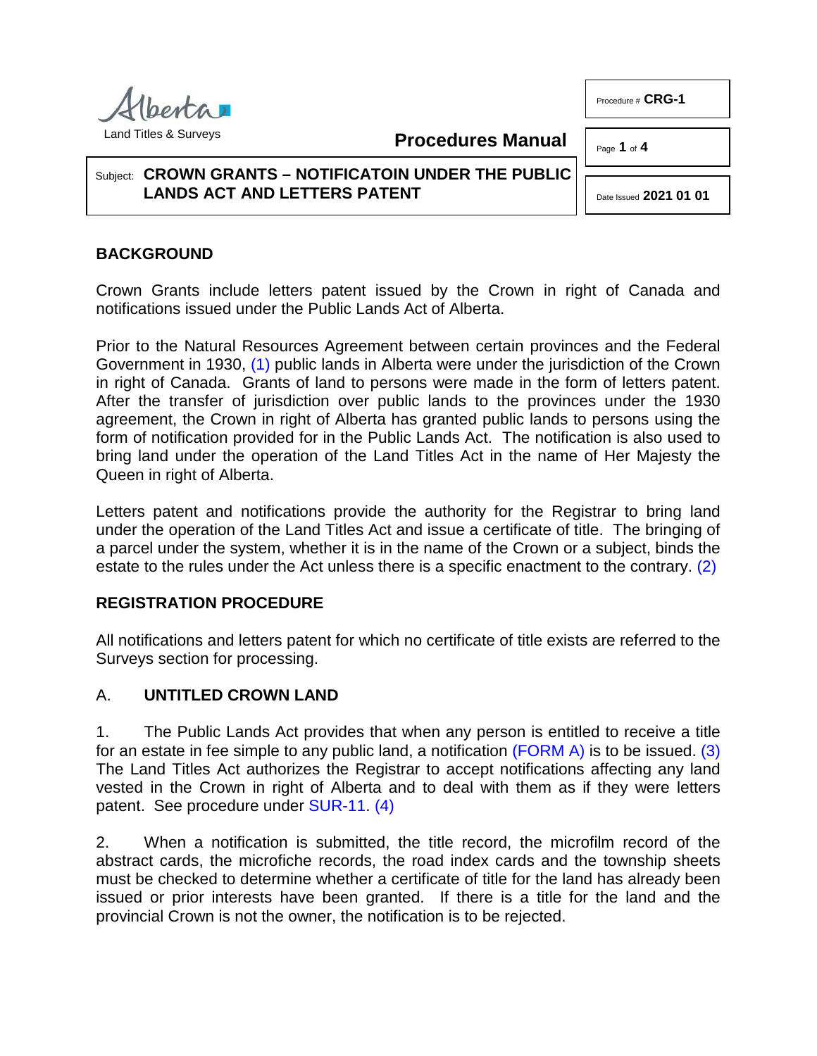Alberta

Land Titles & Surveys

**Procedures Manual**

Procedure # **CRG-1**

Date Issued **2021 01 01**

Subject: **CROWN GRANTS – NOTIFICATOIN UNDER THE PUBLIC LANDS ACT AND LETTERS PATENT**

## BACKGROUND

Crown Grants include letters patent issued by the Crown in right of Canada and notifications issued under the Public Lands Act of Alberta.

Prior to the Natural Resources Agreement between certain provinces and the Federal Government in 1930, (1) public lands in Alberta were under the jurisdiction of the Crown in right of Canada. Grants of land to persons were made in the form of letters patent. After the transfer of jurisdiction over public lands to the provinces under the 1930 agreement, the Crown in right of Alberta has granted public lands to persons using the form of notification provided for in the Public Lands Act. The notification is also used to bring land under the operation of the Land Titles Act in the name of Her Majesty the Queen in right of Alberta.

Letters patent and notifications provide the authority for the Registrar to bring land under the operation of the Land Titles Act and issue a certificate of title. The bringing of a parcel under the system, whether it is in the name of the Crown or a subject, binds the estate to the rules under the Act unless there is a specific enactment to the contrary. (2)

## REGISTRATION PROCEDURE

All notifications and letters patent for which no certificate of title exists are referred to the Surveys section for processing.

### A. UNTITLED CROWN LAND

1. The Public Lands Act provides that when any person is entitled to receive a title for an estate in fee simple to any public land, a notification (FORM A) is to be issued. (3) The Land Titles Act authorizes the Registrar to accept notifications affecting any land vested in the Crown in right of Alberta and to deal with them as if they were letters patent. See procedure under SUR-11. (4)

2. When a notification is submitted, the title record, the microfilm record of the abstract cards, the microfiche records, the road index cards and the township sheets must be checked to determine whether a certificate of title for the land has already been issued or prior interests have been granted. If there is a title for the land and the provincial Crown is not the owner, the notification is to be rejected.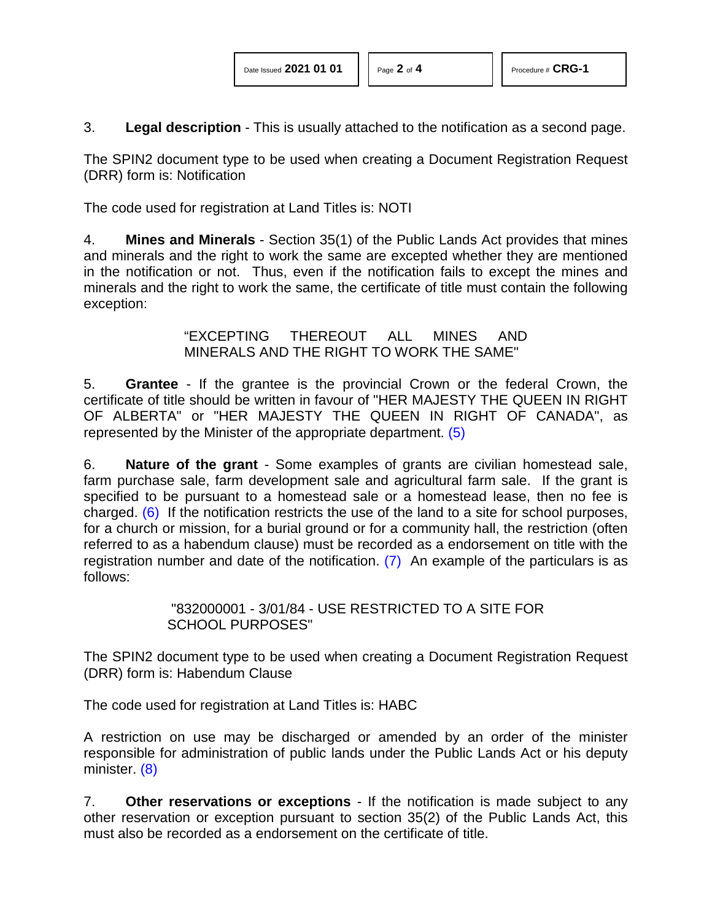3. **Legal description** - This is usually attached to the notification as a second page.

The SPIN2 document type to be used when creating a Document Registration Request (DRR) form is: Notification

The code used for registration at Land Titles is: NOTI

4. **Mines and Minerals** - Section 35(1) of the Public Lands Act provides that mines and minerals and the right to work the same are excepted whether they are mentioned in the notification or not. Thus, even if the notification fails to except the mines and minerals and the right to work the same, the certificate of title must contain the following exception:

> "EXCEPTING THEREOUT ALL MINES AND MINERALS AND THE RIGHT TO WORK THE SAME"

5. **Grantee** - If the grantee is the provincial Crown or the federal Crown, the certificate of title should be written in favour of "HER MAJESTY THE QUEEN IN RIGHT OF ALBERTA" or "HER MAJESTY THE QUEEN IN RIGHT OF CANADA", as represented by the Minister of the appropriate department. (5)

6. **Nature of the grant** - Some examples of grants are civilian homestead sale, farm purchase sale, farm development sale and agricultural farm sale. If the grant is specified to be pursuant to a homestead sale or a homestead lease, then no fee is charged. (6) If the notification restricts the use of the land to a site for school purposes, for a church or mission, for a burial ground or for a community hall, the restriction (often referred to as a habendum clause) must be recorded as a endorsement on title with the registration number and date of the notification. (7) An example of the particulars is as follows:

> "832000001 - 3/01/84 - USE RESTRICTED TO A SITE FOR SCHOOL PURPOSES"

The SPIN2 document type to be used when creating a Document Registration Request (DRR) form is: Habendum Clause

The code used for registration at Land Titles is: HABC

A restriction on use may be discharged or amended by an order of the minister responsible for administration of public lands under the Public Lands Act or his deputy minister. (8)

7. **Other reservations or exceptions** - If the notification is made subject to any other reservation or exception pursuant to section 35(2) of the Public Lands Act, this must also be recorded as a endorsement on the certificate of title.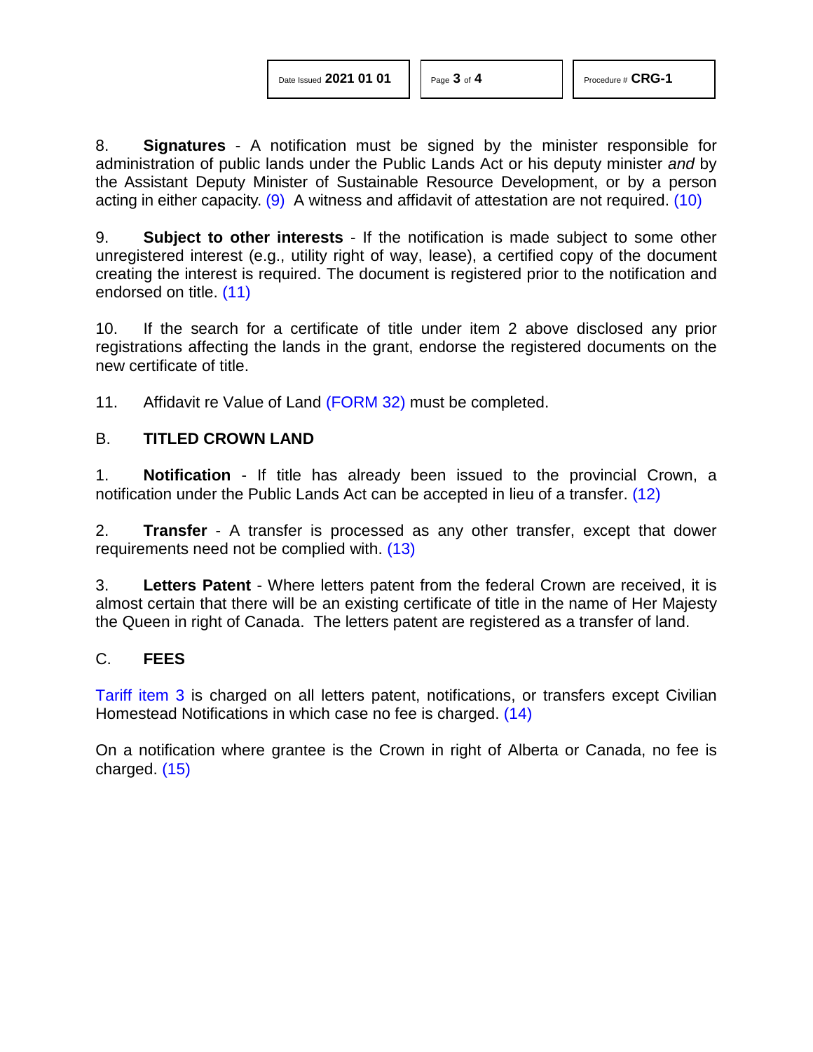8. **Signatures** - A notification must be signed by the minister responsible for administration of public lands under the Public Lands Act or his deputy minister *and* by the Assistant Deputy Minister of Sustainable Resource Development, or by a person acting in either capacity. (9) A witness and affidavit of attestation are not required. (10)

9. **Subject to other interests** - If the notification is made subject to some other unregistered interest (e.g., utility right of way, lease), a certified copy of the document creating the interest is required. The document is registered prior to the notification and endorsed on title. (11)

10. If the search for a certificate of title under item 2 above disclosed any prior registrations affecting the lands in the grant, endorse the registered documents on the new certificate of title.

11. Affidavit re Value of Land (FORM 32) must be completed.

## B. TITLED CROWN LAND

1. **Notification** - If title has already been issued to the provincial Crown, a notification under the Public Lands Act can be accepted in lieu of a transfer. (12)

2. **Transfer** - A transfer is processed as any other transfer, except that dower requirements need not be complied with. (13)

3. **Letters Patent** - Where letters patent from the federal Crown are received, it is almost certain that there will be an existing certificate of title in the name of Her Majesty the Queen in right of Canada. The letters patent are registered as a transfer of land.

## C. FEES

Tariff item 3 is charged on all letters patent, notifications, or transfers except Civilian Homestead Notifications in which case no fee is charged. (14)

On a notification where grantee is the Crown in right of Alberta or Canada, no fee is charged. (15)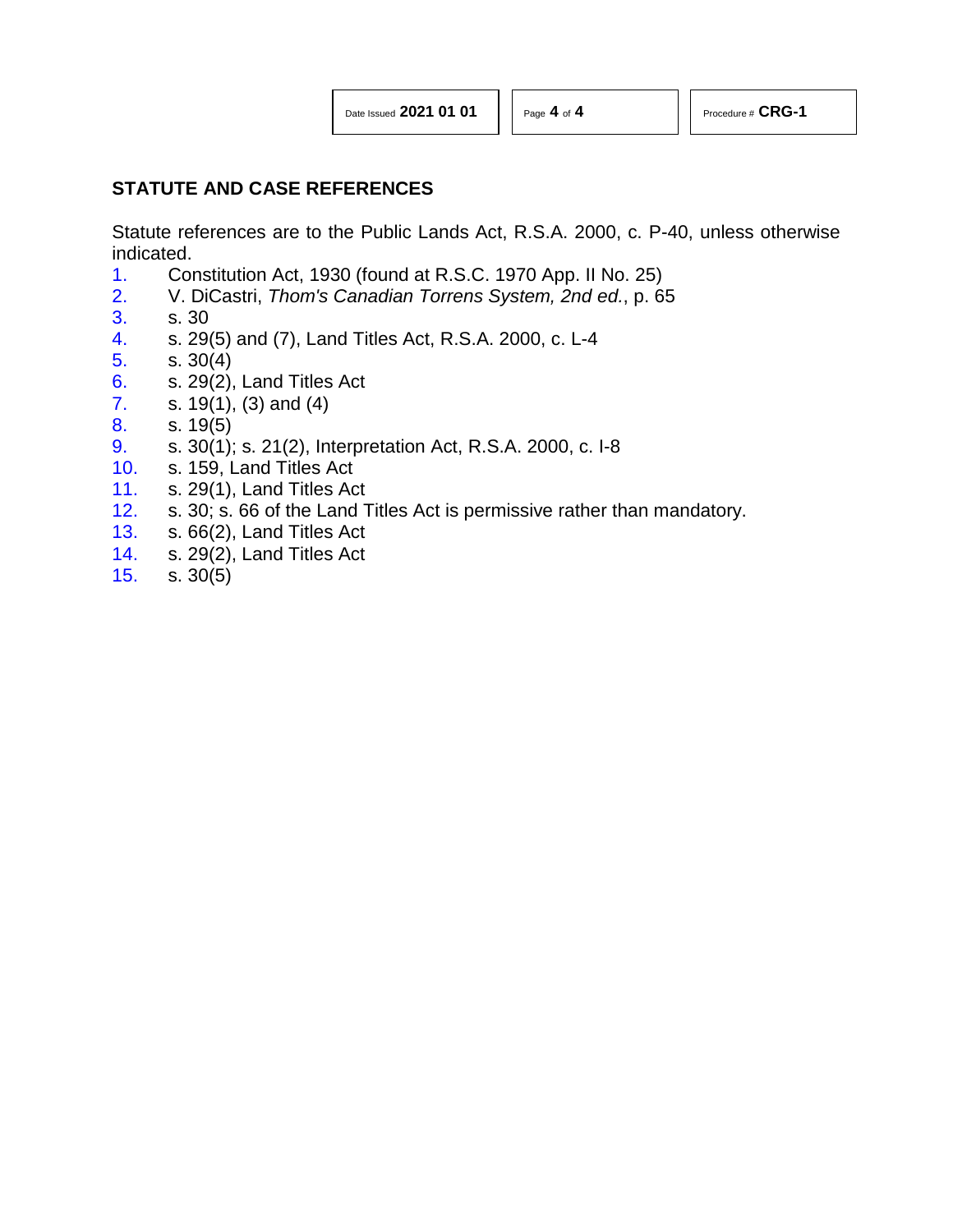## STATUTE AND CASE REFERENCES

Statute references are to the Public Lands Act, R.S.A. 2000, c. P-40, unless otherwise indicated.

1. Constitution Act, 1930 (found at R.S.C. 1970 App. II No. 25)
2. V. DiCastri, *Thom's Canadian Torrens System, 2nd ed.*, p. 65
3. s. 30
4. s. 29(5) and (7), Land Titles Act, R.S.A. 2000, c. L-4
5. s. 30(4)
6. s. 29(2), Land Titles Act
7. s. 19(1), (3) and (4)
8. s. 19(5)
9. s. 30(1); s. 21(2), Interpretation Act, R.S.A. 2000, c. I-8
10. s. 159, Land Titles Act
11. s. 29(1), Land Titles Act
12. s. 30; s. 66 of the Land Titles Act is permissive rather than mandatory.
13. s. 66(2), Land Titles Act
14. s. 29(2), Land Titles Act
15. s. 30(5)